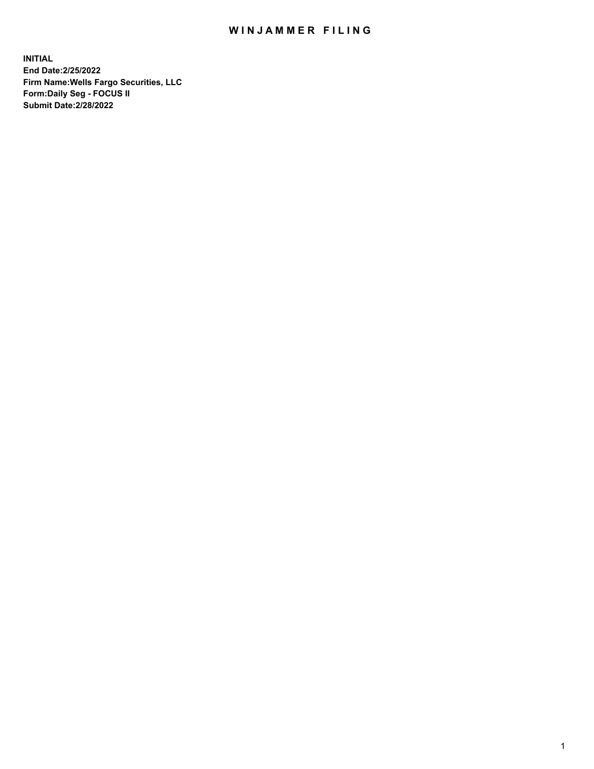# WINJAMMER FILING

**INITIAL**
**End Date:2/25/2022**
**Firm Name:Wells Fargo Securities, LLC**
**Form:Daily Seg - FOCUS II**
**Submit Date:2/28/2022**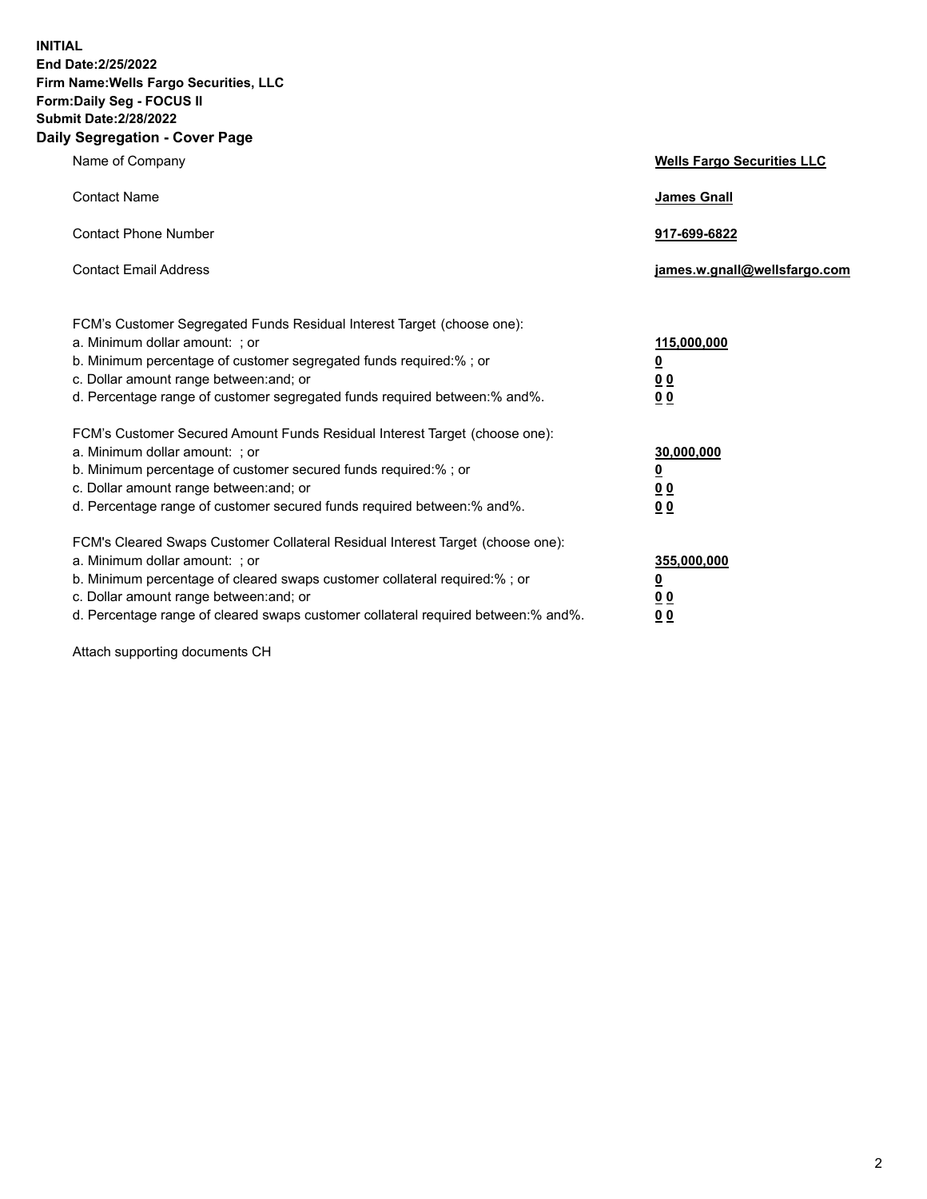**INITIAL**
**End Date:2/25/2022**
**Firm Name:Wells Fargo Securities, LLC**
**Form:Daily Seg - FOCUS II**
**Submit Date:2/28/2022**

## Daily Segregation - Cover Page

| | |
|---|---|
| Name of Company | **Wells Fargo Securities LLC** |
| Contact Name | **James Gnall** |
| Contact Phone Number | **917-699-6822** |
| Contact Email Address | **james.w.gnall@wellsfargo.com** |
| FCM's Customer Segregated Funds Residual Interest Target (choose one): | |
| a. Minimum dollar amount: ; or | **115,000,000** |
| b. Minimum percentage of customer segregated funds required:% ; or | **0** |
| c. Dollar amount range between:and; or | **0 0** |
| d. Percentage range of customer segregated funds required between:% and%. | **0 0** |
| FCM's Customer Secured Amount Funds Residual Interest Target (choose one): | |
| a. Minimum dollar amount: ; or | **30,000,000** |
| b. Minimum percentage of customer secured funds required:% ; or | **0** |
| c. Dollar amount range between:and; or | **0 0** |
| d. Percentage range of customer secured funds required between:% and%. | **0 0** |
| FCM's Cleared Swaps Customer Collateral Residual Interest Target (choose one): | |
| a. Minimum dollar amount: ; or | **355,000,000** |
| b. Minimum percentage of cleared swaps customer collateral required:% ; or | **0** |
| c. Dollar amount range between:and; or | **0 0** |
| d. Percentage range of cleared swaps customer collateral required between:% and%. | **0 0** |

Attach supporting documents CH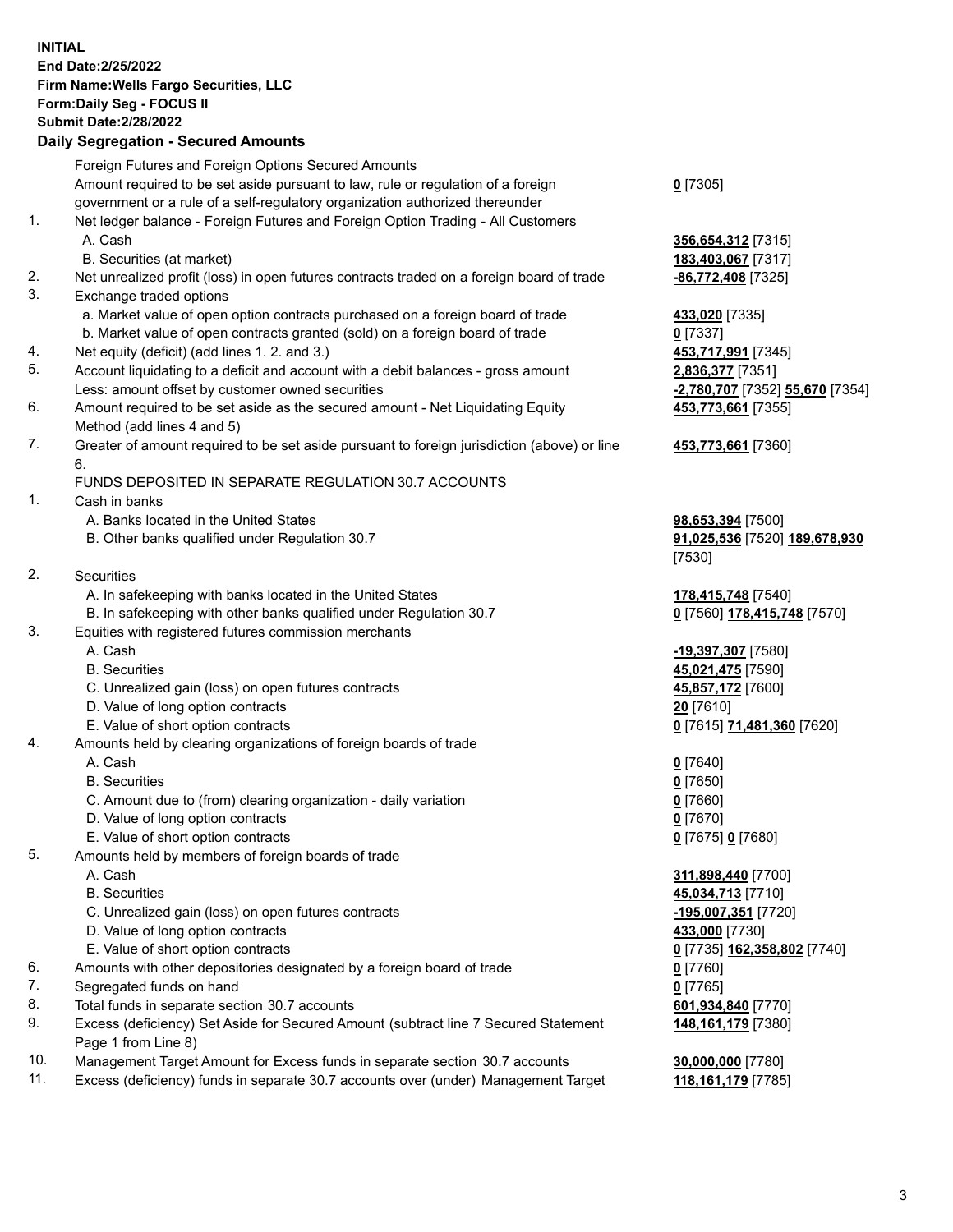**INITIAL**
**End Date:2/25/2022**
**Firm Name:Wells Fargo Securities, LLC**
**Form:Daily Seg - FOCUS II**
**Submit Date:2/28/2022**

## Daily Segregation - Secured Amounts

| | | |
|---|---|---|
| | Foreign Futures and Foreign Options Secured Amounts | |
| | Amount required to be set aside pursuant to law, rule or regulation of a foreign government or a rule of a self-regulatory organization authorized thereunder | **0** [7305] |
| 1. | Net ledger balance - Foreign Futures and Foreign Option Trading - All Customers | |
| | A. Cash | **356,654,312** [7315] |
| | B. Securities (at market) | **183,403,067** [7317] |
| 2. | Net unrealized profit (loss) in open futures contracts traded on a foreign board of trade | **-86,772,408** [7325] |
| 3. | Exchange traded options | |
| | a. Market value of open option contracts purchased on a foreign board of trade | **433,020** [7335] |
| | b. Market value of open contracts granted (sold) on a foreign board of trade | **0** [7337] |
| 4. | Net equity (deficit) (add lines 1. 2. and 3.) | **453,717,991** [7345] |
| 5. | Account liquidating to a deficit and account with a debit balances - gross amount | **2,836,377** [7351] |
| | Less: amount offset by customer owned securities | **-2,780,707** [7352] **55,670** [7354] |
| 6. | Amount required to be set aside as the secured amount - Net Liquidating Equity Method (add lines 4 and 5) | **453,773,661** [7355] |
| 7. | Greater of amount required to be set aside pursuant to foreign jurisdiction (above) or line 6. | **453,773,661** [7360] |
| | FUNDS DEPOSITED IN SEPARATE REGULATION 30.7 ACCOUNTS | |
| 1. | Cash in banks | |
| | A. Banks located in the United States | **98,653,394** [7500] |
| | B. Other banks qualified under Regulation 30.7 | **91,025,536** [7520] **189,678,930** [7530] |
| 2. | Securities | |
| | A. In safekeeping with banks located in the United States | **178,415,748** [7540] |
| | B. In safekeeping with other banks qualified under Regulation 30.7 | **0** [7560] **178,415,748** [7570] |
| 3. | Equities with registered futures commission merchants | |
| | A. Cash | **-19,397,307** [7580] |
| | B. Securities | **45,021,475** [7590] |
| | C. Unrealized gain (loss) on open futures contracts | **45,857,172** [7600] |
| | D. Value of long option contracts | **20** [7610] |
| | E. Value of short option contracts | **0** [7615] **71,481,360** [7620] |
| 4. | Amounts held by clearing organizations of foreign boards of trade | |
| | A. Cash | **0** [7640] |
| | B. Securities | **0** [7650] |
| | C. Amount due to (from) clearing organization - daily variation | **0** [7660] |
| | D. Value of long option contracts | **0** [7670] |
| | E. Value of short option contracts | **0** [7675] **0** [7680] |
| 5. | Amounts held by members of foreign boards of trade | |
| | A. Cash | **311,898,440** [7700] |
| | B. Securities | **45,034,713** [7710] |
| | C. Unrealized gain (loss) on open futures contracts | **-195,007,351** [7720] |
| | D. Value of long option contracts | **433,000** [7730] |
| | E. Value of short option contracts | **0** [7735] **162,358,802** [7740] |
| 6. | Amounts with other depositories designated by a foreign board of trade | **0** [7760] |
| 7. | Segregated funds on hand | **0** [7765] |
| 8. | Total funds in separate section 30.7 accounts | **601,934,840** [7770] |
| 9. | Excess (deficiency) Set Aside for Secured Amount (subtract line 7 Secured Statement Page 1 from Line 8) | **148,161,179** [7380] |
| 10. | Management Target Amount for Excess funds in separate section 30.7 accounts | **30,000,000** [7780] |
| 11. | Excess (deficiency) funds in separate 30.7 accounts over (under) Management Target | **118,161,179** [7785] |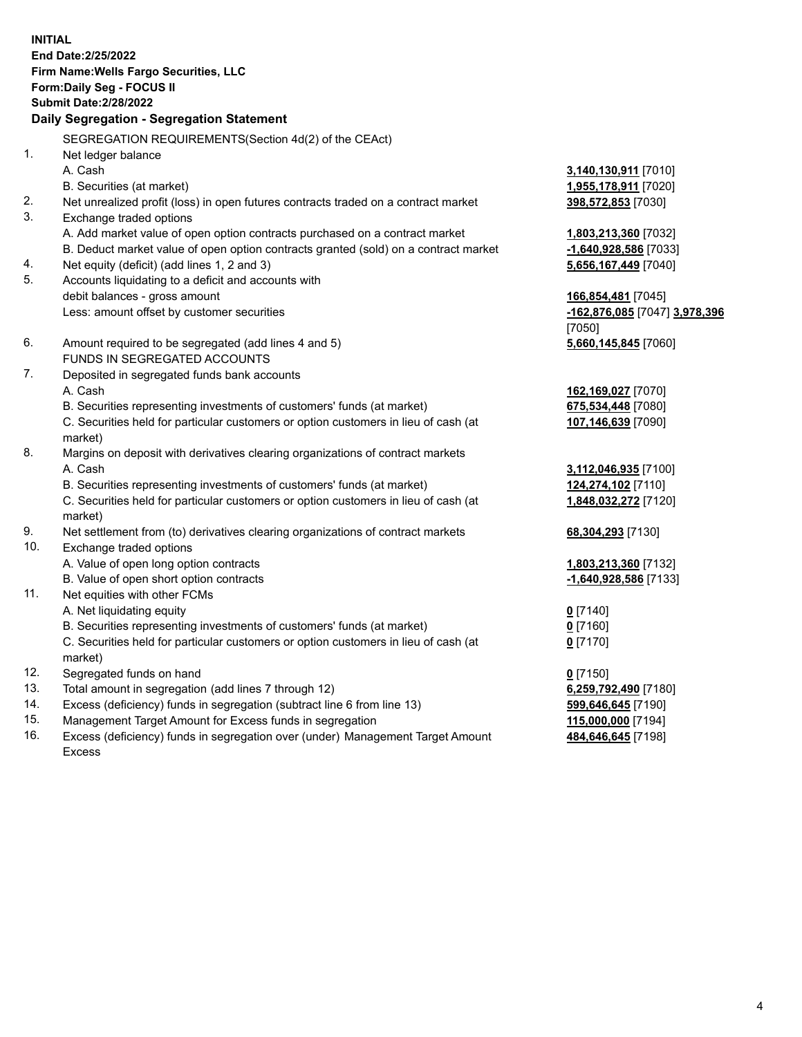**INITIAL**
**End Date:2/25/2022**
**Firm Name:Wells Fargo Securities, LLC**
**Form:Daily Seg - FOCUS II**
**Submit Date:2/28/2022**

## Daily Segregation - Segregation Statement

SEGREGATION REQUIREMENTS(Section 4d(2) of the CEAct)

| | | |
|---|---|---|
| 1. | Net ledger balance | |
| | A. Cash | **3,140,130,911** [7010] |
| | B. Securities (at market) | **1,955,178,911** [7020] |
| 2. | Net unrealized profit (loss) in open futures contracts traded on a contract market | **398,572,853** [7030] |
| 3. | Exchange traded options | |
| | A. Add market value of open option contracts purchased on a contract market | **1,803,213,360** [7032] |
| | B. Deduct market value of open option contracts granted (sold) on a contract market | **-1,640,928,586** [7033] |
| 4. | Net equity (deficit) (add lines 1, 2 and 3) | **5,656,167,449** [7040] |
| 5. | Accounts liquidating to a deficit and accounts with debit balances - gross amount | **166,854,481** [7045] |
| | Less: amount offset by customer securities | **-162,876,085** [7047] **3,978,396** [7050] |
| 6. | Amount required to be segregated (add lines 4 and 5) | **5,660,145,845** [7060] |
| | FUNDS IN SEGREGATED ACCOUNTS | |
| 7. | Deposited in segregated funds bank accounts | |
| | A. Cash | **162,169,027** [7070] |
| | B. Securities representing investments of customers' funds (at market) | **675,534,448** [7080] |
| | C. Securities held for particular customers or option customers in lieu of cash (at market) | **107,146,639** [7090] |
| 8. | Margins on deposit with derivatives clearing organizations of contract markets | |
| | A. Cash | **3,112,046,935** [7100] |
| | B. Securities representing investments of customers' funds (at market) | **124,274,102** [7110] |
| | C. Securities held for particular customers or option customers in lieu of cash (at market) | **1,848,032,272** [7120] |
| 9. | Net settlement from (to) derivatives clearing organizations of contract markets | **68,304,293** [7130] |
| 10. | Exchange traded options | |
| | A. Value of open long option contracts | **1,803,213,360** [7132] |
| | B. Value of open short option contracts | **-1,640,928,586** [7133] |
| 11. | Net equities with other FCMs | |
| | A. Net liquidating equity | **0** [7140] |
| | B. Securities representing investments of customers' funds (at market) | **0** [7160] |
| | C. Securities held for particular customers or option customers in lieu of cash (at market) | **0** [7170] |
| 12. | Segregated funds on hand | **0** [7150] |
| 13. | Total amount in segregation (add lines 7 through 12) | **6,259,792,490** [7180] |
| 14. | Excess (deficiency) funds in segregation (subtract line 6 from line 13) | **599,646,645** [7190] |
| 15. | Management Target Amount for Excess funds in segregation | **115,000,000** [7194] |
| 16. | Excess (deficiency) funds in segregation over (under) Management Target Amount Excess | **484,646,645** [7198] |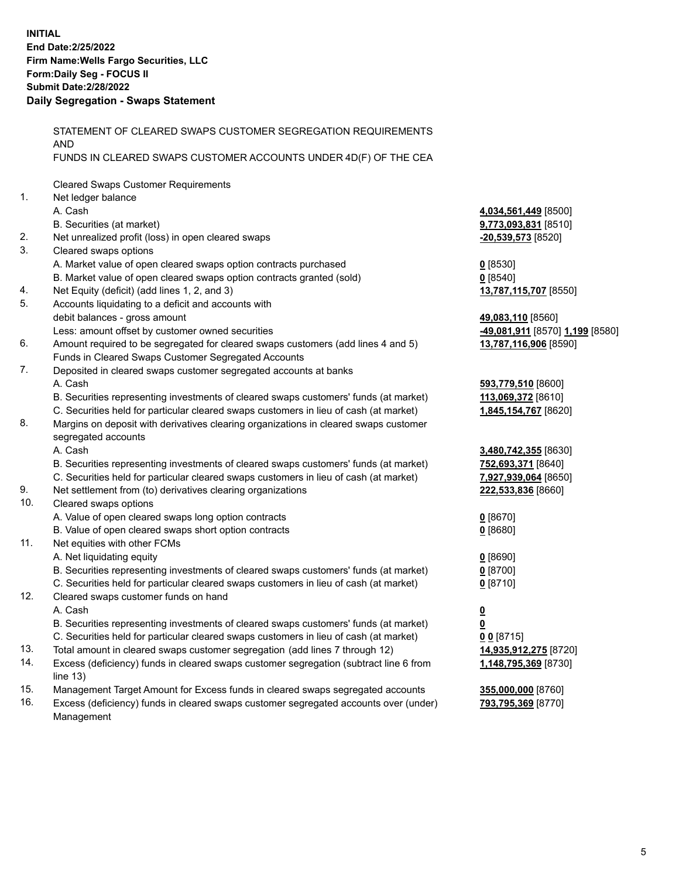**INITIAL**
**End Date:2/25/2022**
**Firm Name:Wells Fargo Securities, LLC**
**Form:Daily Seg - FOCUS II**
**Submit Date:2/28/2022**
**Daily Segregation - Swaps Statement**

STATEMENT OF CLEARED SWAPS CUSTOMER SEGREGATION REQUIREMENTS AND FUNDS IN CLEARED SWAPS CUSTOMER ACCOUNTS UNDER 4D(F) OF THE CEA

| | | |
|---|---|---|
| | Cleared Swaps Customer Requirements | |
| 1. | Net ledger balance | |
| | A. Cash | **4,034,561,449** [8500] |
| | B. Securities (at market) | **9,773,093,831** [8510] |
| 2. | Net unrealized profit (loss) in open cleared swaps | **-20,539,573** [8520] |
| 3. | Cleared swaps options | |
| | A. Market value of open cleared swaps option contracts purchased | **0** [8530] |
| | B. Market value of open cleared swaps option contracts granted (sold) | **0** [8540] |
| 4. | Net Equity (deficit) (add lines 1, 2, and 3) | **13,787,115,707** [8550] |
| 5. | Accounts liquidating to a deficit and accounts with debit balances - gross amount | **49,083,110** [8560] |
| | Less: amount offset by customer owned securities | **-49,081,911** [8570] **1,199** [8580] |
| 6. | Amount required to be segregated for cleared swaps customers (add lines 4 and 5) | **13,787,116,906** [8590] |
| | Funds in Cleared Swaps Customer Segregated Accounts | |
| 7. | Deposited in cleared swaps customer segregated accounts at banks | |
| | A. Cash | **593,779,510** [8600] |
| | B. Securities representing investments of cleared swaps customers' funds (at market) | **113,069,372** [8610] |
| | C. Securities held for particular cleared swaps customers in lieu of cash (at market) | **1,845,154,767** [8620] |
| 8. | Margins on deposit with derivatives clearing organizations in cleared swaps customer segregated accounts | |
| | A. Cash | **3,480,742,355** [8630] |
| | B. Securities representing investments of cleared swaps customers' funds (at market) | **752,693,371** [8640] |
| | C. Securities held for particular cleared swaps customers in lieu of cash (at market) | **7,927,939,064** [8650] |
| 9. | Net settlement from (to) derivatives clearing organizations | **222,533,836** [8660] |
| 10. | Cleared swaps options | |
| | A. Value of open cleared swaps long option contracts | **0** [8670] |
| | B. Value of open cleared swaps short option contracts | **0** [8680] |
| 11. | Net equities with other FCMs | |
| | A. Net liquidating equity | **0** [8690] |
| | B. Securities representing investments of cleared swaps customers' funds (at market) | **0** [8700] |
| | C. Securities held for particular cleared swaps customers in lieu of cash (at market) | **0** [8710] |
| 12. | Cleared swaps customer funds on hand | |
| | A. Cash | **0** |
| | B. Securities representing investments of cleared swaps customers' funds (at market) | **0** |
| | C. Securities held for particular cleared swaps customers in lieu of cash (at market) | **0** **0** [8715] |
| 13. | Total amount in cleared swaps customer segregation (add lines 7 through 12) | **14,935,912,275** [8720] |
| 14. | Excess (deficiency) funds in cleared swaps customer segregation (subtract line 6 from line 13) | **1,148,795,369** [8730] |
| 15. | Management Target Amount for Excess funds in cleared swaps segregated accounts | **355,000,000** [8760] |
| 16. | Excess (deficiency) funds in cleared swaps customer segregated accounts over (under) Management | **793,795,369** [8770] |